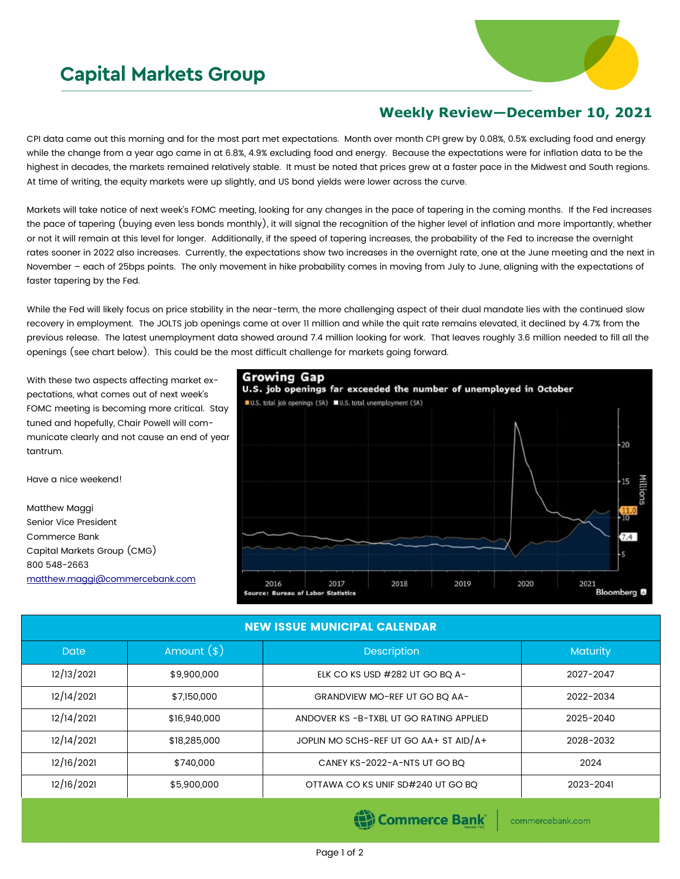# Capital Markets Group

## Weekly Review—December 10, 2021

CPI data came out this morning and for the most part met expectations. Month over month CPI grew by 0.08%, 0.5% excluding food and energy while the change from a year ago came in at 6.8%, 4.9% excluding food and energy. Because the expectations were for inflation data to be the highest in decades, the markets remained relatively stable. It must be noted that prices grew at a faster pace in the Midwest and South regions. At time of writing, the equity markets were up slightly, and US bond yields were lower across the curve.

Markets will take notice of next week's FOMC meeting, looking for any changes in the pace of tapering in the coming months. If the Fed increases the pace of tapering (buying even less bonds monthly), it will signal the recognition of the higher level of inflation and more importantly, whether or not it will remain at this level for longer. Additionally, if the speed of tapering increases, the probability of the Fed to increase the overnight rates sooner in 2022 also increases. Currently, the expectations show two increases in the overnight rate, one at the June meeting and the next in November – each of 25bps points. The only movement in hike probability comes in moving from July to June, aligning with the expectations of faster tapering by the Fed.

While the Fed will likely focus on price stability in the near-term, the more challenging aspect of their dual mandate lies with the continued slow recovery in employment. The JOLTS job openings came at over 11 million and while the quit rate remains elevated, it declined by 4.7% from the previous release. The latest unemployment data showed around 7.4 million looking for work. That leaves roughly 3.6 million needed to fill all the openings (see chart below). This could be the most difficult challenge for markets going forward.

With these two aspects affecting market expectations, what comes out of next week's FOMC meeting is becoming more critical. Stay tuned and hopefully, Chair Powell will communicate clearly and not cause an end of year tantrum.

Have a nice weekend!

Matthew Maggi
Senior Vice President
Commerce Bank
Capital Markets Group (CMG)
800 548-2663
matthew.maggi@commercebank.com

**Growing Gap**
U.S. job openings far exceeded the number of unemployed in October
U.S. total job openings (SA) | U.S. total unemployment (SA)
Source: Bureau of Labor Statistics — Bloomberg

| NEW ISSUE MUNICIPAL CALENDAR | | | |
|---|---|---|---|
| Date | Amount ($) | Description | Maturity |
| 12/13/2021 | $9,900,000 | ELK CO KS USD #282 UT GO BQ A- | 2027-2047 |
| 12/14/2021 | $7,150,000 | GRANDVIEW MO-REF UT GO BQ AA- | 2022-2034 |
| 12/14/2021 | $16,940,000 | ANDOVER KS -B-TXBL UT GO RATING APPLIED | 2025-2040 |
| 12/14/2021 | $18,285,000 | JOPLIN MO SCHS-REF UT GO AA+ ST AID/A+ | 2028-2032 |
| 12/16/2021 | $740,000 | CANEY KS-2022-A-NTS UT GO BQ | 2024 |
| 12/16/2021 | $5,900,000 | OTTAWA CO KS UNIF SD#240 UT GO BQ | 2023-2041 |

Commerce Bank | commercebank.com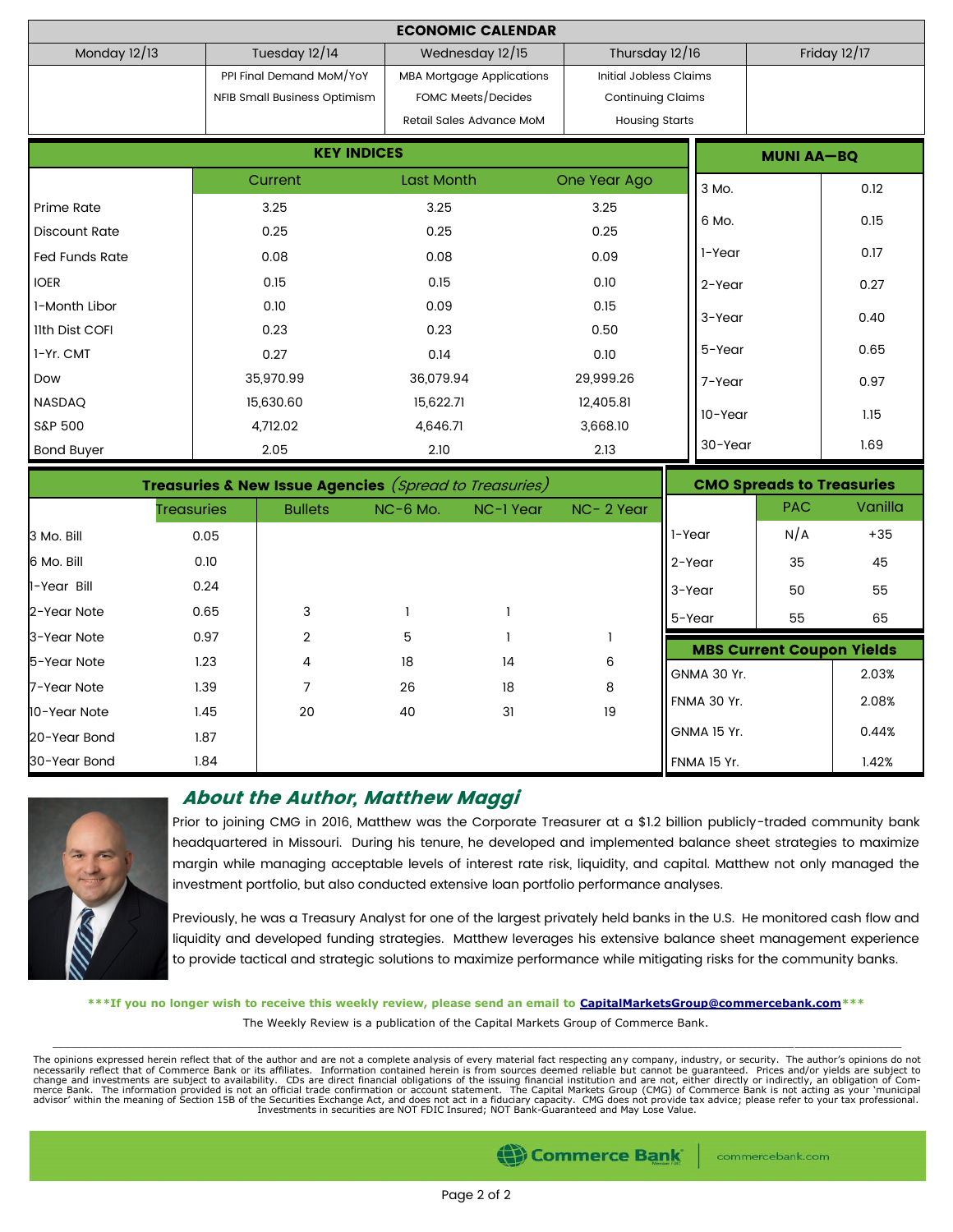## ECONOMIC CALENDAR

| Monday 12/13 | Tuesday 12/14 | Wednesday 12/15 | Thursday 12/16 | Friday 12/17 |
|---|---|---|---|---|
| | PPI Final Demand MoM/YoY | MBA Mortgage Applications | Initial Jobless Claims | |
| | NFIB Small Business Optimism | FOMC Meets/Decides | Continuing Claims | |
| | | Retail Sales Advance MoM | Housing Starts | |

## KEY INDICES

| | Current | Last Month | One Year Ago |
|---|---|---|---|
| Prime Rate | 3.25 | 3.25 | 3.25 |
| Discount Rate | 0.25 | 0.25 | 0.25 |
| Fed Funds Rate | 0.08 | 0.08 | 0.09 |
| IOER | 0.15 | 0.15 | 0.10 |
| 1-Month Libor | 0.10 | 0.09 | 0.15 |
| 11th Dist COFI | 0.23 | 0.23 | 0.50 |
| 1-Yr. CMT | 0.27 | 0.14 | 0.10 |
| Dow | 35,970.99 | 36,079.94 | 29,999.26 |
| NASDAQ | 15,630.60 | 15,622.71 | 12,405.81 |
| S&P 500 | 4,712.02 | 4,646.71 | 3,668.10 |
| Bond Buyer | 2.05 | 2.10 | 2.13 |

## MUNI AA—BQ

| | |
|---|---|
| 3 Mo. | 0.12 |
| 6 Mo. | 0.15 |
| 1-Year | 0.17 |
| 2-Year | 0.27 |
| 3-Year | 0.40 |
| 5-Year | 0.65 |
| 7-Year | 0.97 |
| 10-Year | 1.15 |
| 30-Year | 1.69 |

## Treasuries & New Issue Agencies *(Spread to Treasuries)*

| | Treasuries | Bullets | NC-6 Mo. | NC-1 Year | NC- 2 Year |
|---|---|---|---|---|---|
| 3 Mo. Bill | 0.05 | | | | |
| 6 Mo. Bill | 0.10 | | | | |
| 1-Year Bill | 0.24 | | | | |
| 2-Year Note | 0.65 | 3 | 1 | 1 | |
| 3-Year Note | 0.97 | 2 | 5 | 1 | 1 |
| 5-Year Note | 1.23 | 4 | 18 | 14 | 6 |
| 7-Year Note | 1.39 | 7 | 26 | 18 | 8 |
| 10-Year Note | 1.45 | 20 | 40 | 31 | 19 |
| 20-Year Bond | 1.87 | | | | |
| 30-Year Bond | 1.84 | | | | |

## CMO Spreads to Treasuries

| | PAC | Vanilla |
|---|---|---|
| 1-Year | N/A | +35 |
| 2-Year | 35 | 45 |
| 3-Year | 50 | 55 |
| 5-Year | 55 | 65 |

## MBS Current Coupon Yields

| | |
|---|---|
| GNMA 30 Yr. | 2.03% |
| FNMA 30 Yr. | 2.08% |
| GNMA 15 Yr. | 0.44% |
| FNMA 15 Yr. | 1.42% |

## *About the Author, Matthew Maggi*

Prior to joining CMG in 2016, Matthew was the Corporate Treasurer at a $1.2 billion publicly-traded community bank headquartered in Missouri. During his tenure, he developed and implemented balance sheet strategies to maximize margin while managing acceptable levels of interest rate risk, liquidity, and capital. Matthew not only managed the investment portfolio, but also conducted extensive loan portfolio performance analyses.

Previously, he was a Treasury Analyst for one of the largest privately held banks in the U.S. He monitored cash flow and liquidity and developed funding strategies. Matthew leverages his extensive balance sheet management experience to provide tactical and strategic solutions to maximize performance while mitigating risks for the community banks.

**\*\*\*If you no longer wish to receive this weekly review, please send an email to CapitalMarketsGroup@commercebank.com\*\*\***

The Weekly Review is a publication of the Capital Markets Group of Commerce Bank.

The opinions expressed herein reflect that of the author and are not a complete analysis of every material fact respecting any company, industry, or security. The author's opinions do not necessarily reflect that of Commerce Bank or its affiliates. Information contained herein is from sources deemed reliable but cannot be guaranteed. Prices and/or yields are subject to change and investments are subject to availability. CDs are direct financial obligations of the issuing financial institution and are not, either directly or indirectly, an obligation of Commerce Bank. The information provided is not an official trade confirmation or account statement. The Capital Markets Group (CMG) of Commerce Bank is not acting as your 'municipal advisor' within the meaning of Section 15B of the Securities Exchange Act, and does not act in a fiduciary capacity. CMG does not provide tax advice; please refer to your tax professional. Investments in securities are NOT FDIC Insured; NOT Bank-Guaranteed and May Lose Value.

Commerce Bank | commercebank.com